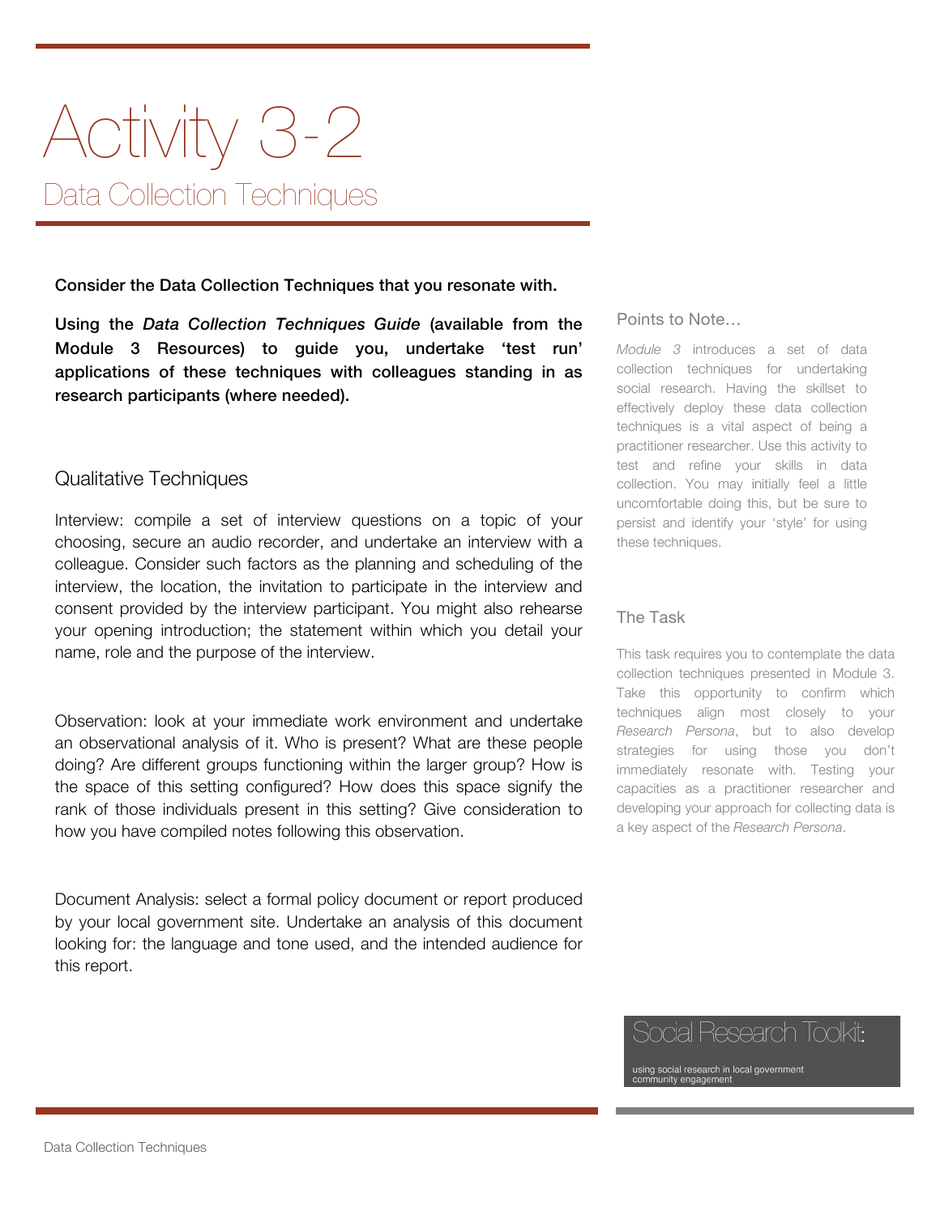# Activity 3-2

## Data Collection Techniques

**Consider the Data Collection Techniques that you resonate with.**

**Using the *Data Collection Techniques Guide* (available from the Module 3 Resources) to guide you, undertake 'test run' applications of these techniques with colleagues standing in as research participants (where needed).**

### Qualitative Techniques

Interview: compile a set of interview questions on a topic of your choosing, secure an audio recorder, and undertake an interview with a colleague. Consider such factors as the planning and scheduling of the interview, the location, the invitation to participate in the interview and consent provided by the interview participant. You might also rehearse your opening introduction; the statement within which you detail your name, role and the purpose of the interview.

Observation: look at your immediate work environment and undertake an observational analysis of it. Who is present? What are these people doing? Are different groups functioning within the larger group? How is the space of this setting configured? How does this space signify the rank of those individuals present in this setting? Give consideration to how you have compiled notes following this observation.

Document Analysis: select a formal policy document or report produced by your local government site. Undertake an analysis of this document looking for: the language and tone used, and the intended audience for this report.

### Points to Note…

*Module 3* introduces a set of data collection techniques for undertaking social research. Having the skillset to effectively deploy these data collection techniques is a vital aspect of being a practitioner researcher. Use this activity to test and refine your skills in data collection. You may initially feel a little uncomfortable doing this, but be sure to persist and identify your 'style' for using these techniques.

### The Task

This task requires you to contemplate the data collection techniques presented in Module 3. Take this opportunity to confirm which techniques align most closely to your *Research Persona*, but to also develop strategies for using those you don't immediately resonate with. Testing your capacities as a practitioner researcher and developing your approach for collecting data is a key aspect of the *Research Persona*.

Social Research Toolkit:

using social research in local government community engagement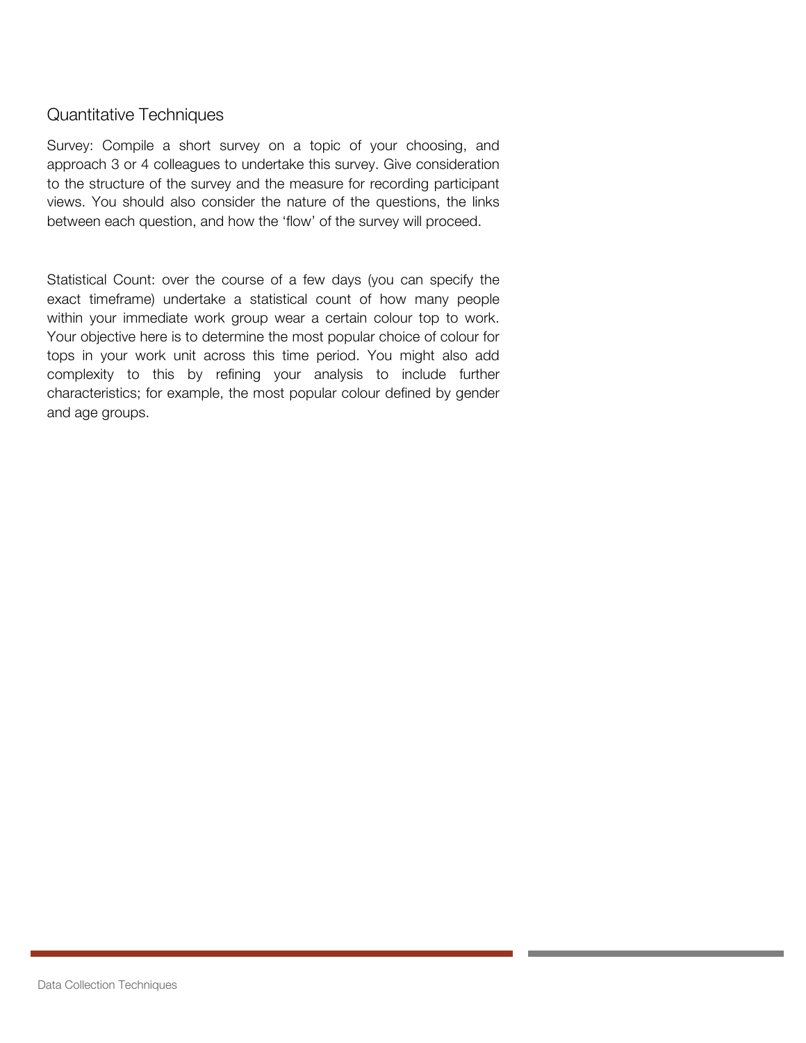## Quantitative Techniques

Survey: Compile a short survey on a topic of your choosing, and approach 3 or 4 colleagues to undertake this survey. Give consideration to the structure of the survey and the measure for recording participant views. You should also consider the nature of the questions, the links between each question, and how the 'flow' of the survey will proceed.

Statistical Count: over the course of a few days (you can specify the exact timeframe) undertake a statistical count of how many people within your immediate work group wear a certain colour top to work. Your objective here is to determine the most popular choice of colour for tops in your work unit across this time period. You might also add complexity to this by refining your analysis to include further characteristics; for example, the most popular colour defined by gender and age groups.